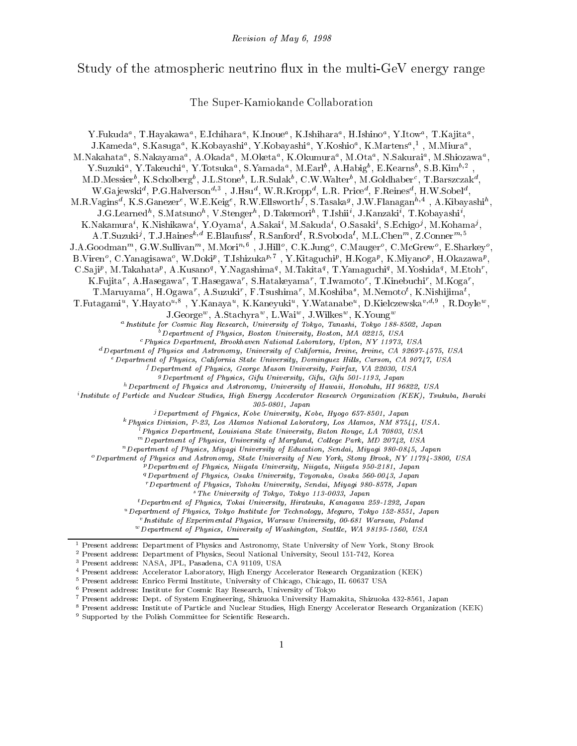*Revision of May 6, 1998*

# Study of the atmospheric neutrino flux in the multi-GeV energy range

The Super-Kamiokande Collaboration

Y.Fukuda[a], T.Hayakawa[a], E.Ichihara[a], K.Inoue[a], K.Ishihara[a], H.Ishino[a], Y.Itow[a], T.Kajita[a], J.Kameda[a], S.Kasuga[a], K.Kobayashi[a], Y.Kobayashi[a], Y.Koshio[a], K.Martens[a,1], M.Miura[a], M.Nakahata[a], S.Nakayama[a], A.Okada[a], M.Oketa[a], K.Okumura[a], M.Ota[a], N.Sakurai[a], M.Shiozawa[a], Y.Suzuki[a], Y.Takeuchi[a], Y.Totsuka[a], S.Yamada[a], M.Earl[b], A.Habig[b], E.Kearns[b], S.B.Kim[b,2], M.D.Messier[b], K.Scholberg[b], J.L.Stone[b], L.R.Sulak[b], C.W.Walter[b], M.Goldhaber[c], T.Barszczak[d], W.Gajewski[d], P.G.Halverson[d,3], J.Hsu[d], W.R.Kropp[d], L.R. Price[d], F.Reines[d], H.W.Sobel[d], M.R.Vagins[d], K.S.Ganezer[e], W.E.Keig[e], R.W.Ellsworth[f], S.Tasaka[g], J.W.Flanagan[h,4], A.Kibayashi[h], J.G.Learned[h], S.Matsuno[h], V.Stenger[h], D.Takemori[h], T.Ishii[i], J.Kanzaki[i], T.Kobayashi[i], K.Nakamura[i], K.Nishikawa[i], Y.Oyama[i], A.Sakai[i], M.Sakuda[i], O.Sasaki[i], S.Echigo[j], M.Kohama[j], A.T.Suzuki[j], T.J.Haines[k,d] E.Blaufuss[l], R.Sanford[l], R.Svoboda[l], M.L.Chen[m], Z.Conner[m,5] J.A.Goodman[m], G.W.Sullivan[m], M.Mori[n,6], J.Hill[o], C.K.Jung[o], C.Mauger[o], C.McGrew[o], E.Sharkey[o], B.Viren[o], C.Yanagisawa[o], W.Doki[p], T.Ishizuka[p,7], Y.Kitaguchi[p], H.Koga[p], K.Miyano[p], H.Okazawa[p], C.Saji[p], M.Takahata[p], A.Kusano[q], Y.Nagashima[q], M.Takita[q], T.Yamaguchi[q], M.Yoshida[q], M.Etoh[r], K.Fujita[r], A.Hasegawa[r], T.Hasegawa[r], S.Hatakeyama[r], T.Iwamoto[r], T.Kinebuchi[r], M.Koga[r], T.Maruyama[r], H.Ogawa[r], A.Suzuki[r], F.Tsushima[r], M.Koshiba[s], M.Nemoto[t], K.Nishijima[t], T.Futagami[u], Y.Hayato[u,8], Y.Kanaya[u], K.Kaneyuki[u], Y.Watanabe[u], D.Kielczewska[v,d,9], R.Doyle[w], J.George[w], A.Stachyra[w], L.Wai[w], J.Wilkes[w], K.Young[w]

[a] *Institute for Cosmic Ray Research, University of Tokyo, Tanashi, Tokyo 188-8502, Japan*
[b] *Department of Physics, Boston University, Boston, MA 02215, USA*
[c] *Physics Department, Brookhaven National Laboratory, Upton, NY 11973, USA*
[d] *Department of Physics and Astronomy, University of California, Irvine, Irvine, CA 92697-4575, USA*
[e] *Department of Physics, California State University, Dominguez Hills, Carson, CA 90747, USA*
[f] *Department of Physics, George Mason University, Fairfax, VA 22030, USA*
[g] *Department of Physics, Gifu University, Gifu, Gifu 501-1193, Japan*
[h] *Department of Physics and Astronomy, University of Hawaii, Honolulu, HI 96822, USA*
[i] *Institute of Particle and Nuclear Studies, High Energy Accelerator Research Organization (KEK), Tsukuba, Ibaraki 305-0801, Japan*
[j] *Department of Physics, Kobe University, Kobe, Hyogo 657-8501, Japan*
[k] *Physics Division, P-23, Los Alamos National Laboratory, Los Alamos, NM 87544, USA.*
[l] *Physics Department, Louisiana State University, Baton Rouge, LA 70803, USA*
[m] *Department of Physics, University of Maryland, College Park, MD 20742, USA*
[n] *Department of Physics, Miyagi University of Education, Sendai, Miyagi 980-0845, Japan*
[o] *Department of Physics and Astronomy, State University of New York, Stony Brook, NY 11794-3800, USA*
[p] *Department of Physics, Niigata University, Niigata, Niigata 950-2181, Japan*
[q] *Department of Physics, Osaka University, Toyonaka, Osaka 560-0043, Japan*
[r] *Department of Physics, Tohoku University, Sendai, Miyagi 980-8578, Japan*
[s] *The University of Tokyo, Tokyo 113-0033, Japan*
[t] *Department of Physics, Tokai University, Hiratsuka, Kanagawa 259-1292, Japan*
[u] *Department of Physics, Tokyo Institute for Technology, Meguro, Tokyo 152-8551, Japan*
[v] *Institute of Experimental Physics, Warsaw University, 00-681 Warsaw, Poland*
[w] *Department of Physics, University of Washington, Seattle, WA 98195-1560, USA*

---

[1] Present address: Department of Physics and Astronomy, State University of New York, Stony Brook
[2] Present address: Department of Physics, Seoul National University, Seoul 151-742, Korea
[3] Present address: NASA, JPL, Pasadena, CA 91109, USA
[4] Present address: Accelerator Laboratory, High Energy Accelerator Research Organization (KEK)
[5] Present address: Enrico Fermi Institute, University of Chicago, Chicago, IL 60637 USA
[6] Present address: Institute for Cosmic Ray Research, University of Tokyo
[7] Present address: Dept. of System Engineering, Shizuoka University Hamakita, Shizuoka 432-8561, Japan
[8] Present address: Institute of Particle and Nuclear Studies, High Energy Accelerator Research Organization (KEK)
[9] Supported by the Polish Committee for Scientific Research.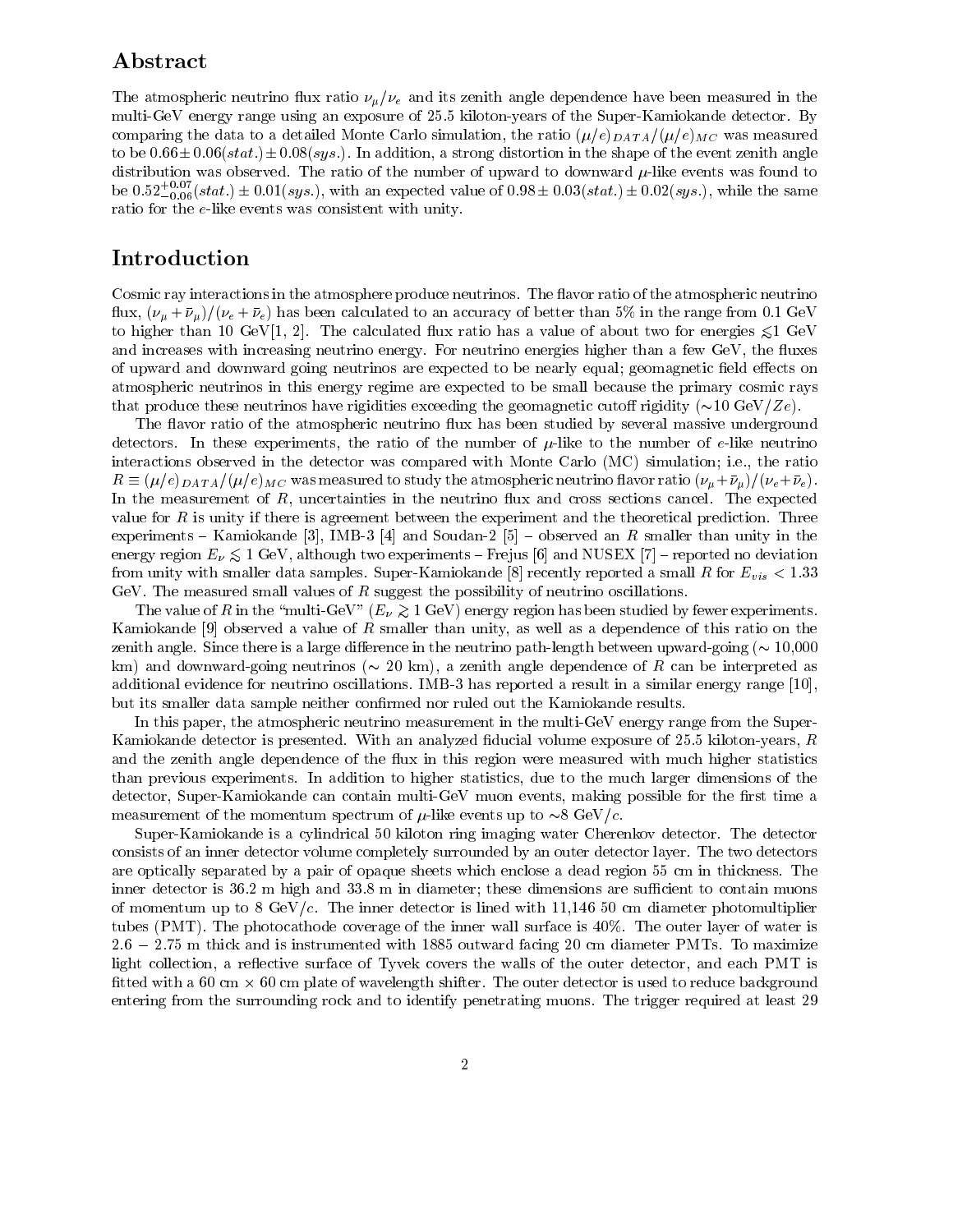## Abstract

The atmospheric neutrino flux ratio $\nu_\mu/\nu_e$ and its zenith angle dependence have been measured in the multi-GeV energy range using an exposure of 25.5 kiloton-years of the Super-Kamiokande detector. By comparing the data to a detailed Monte Carlo simulation, the ratio $(\mu/e)_{DATA}/(\mu/e)_{MC}$ was measured to be $0.66 \pm 0.06(stat.) \pm 0.08(sys.)$. In addition, a strong distortion in the shape of the event zenith angle distribution was observed. The ratio of the number of upward to downward $\mu$-like events was found to be $0.52^{+0.07}_{-0.06}(stat.) \pm 0.01(sys.)$, with an expected value of $0.98 \pm 0.03(stat.) \pm 0.02(sys.)$, while the same ratio for the $e$-like events was consistent with unity.

## Introduction

Cosmic ray interactions in the atmosphere produce neutrinos. The flavor ratio of the atmospheric neutrino flux, $(\nu_\mu + \bar{\nu}_\mu)/(\nu_e + \bar{\nu}_e)$ has been calculated to an accuracy of better than 5% in the range from 0.1 GeV to higher than 10 GeV[1, 2]. The calculated flux ratio has a value of about two for energies $\lesssim$1 GeV and increases with increasing neutrino energy. For neutrino energies higher than a few GeV, the fluxes of upward and downward going neutrinos are expected to be nearly equal; geomagnetic field effects on atmospheric neutrinos in this energy regime are expected to be small because the primary cosmic rays that produce these neutrinos have rigidities exceeding the geomagnetic cutoff rigidity ($\sim$10 GeV$/Ze$).

The flavor ratio of the atmospheric neutrino flux has been studied by several massive underground detectors. In these experiments, the ratio of the number of $\mu$-like to the number of $e$-like neutrino interactions observed in the detector was compared with Monte Carlo (MC) simulation; i.e., the ratio $R \equiv (\mu/e)_{DATA}/(\mu/e)_{MC}$ was measured to study the atmospheric neutrino flavor ratio $(\nu_\mu + \bar{\nu}_\mu)/(\nu_e + \bar{\nu}_e)$. In the measurement of $R$, uncertainties in the neutrino flux and cross sections cancel. The expected value for $R$ is unity if there is agreement between the experiment and the theoretical prediction. Three experiments – Kamiokande [3], IMB-3 [4] and Soudan-2 [5] – observed an $R$ smaller than unity in the energy region $E_\nu \lesssim 1$ GeV, although two experiments – Frejus [6] and NUSEX [7] – reported no deviation from unity with smaller data samples. Super-Kamiokande [8] recently reported a small $R$ for $E_{vis} < 1.33$ GeV. The measured small values of $R$ suggest the possibility of neutrino oscillations.

The value of $R$ in the "multi-GeV" ($E_\nu \gtrsim 1$ GeV) energy region has been studied by fewer experiments. Kamiokande [9] observed a value of $R$ smaller than unity, as well as a dependence of this ratio on the zenith angle. Since there is a large difference in the neutrino path-length between upward-going ($\sim$ 10,000 km) and downward-going neutrinos ($\sim$ 20 km), a zenith angle dependence of $R$ can be interpreted as additional evidence for neutrino oscillations. IMB-3 has reported a result in a similar energy range [10], but its smaller data sample neither confirmed nor ruled out the Kamiokande results.

In this paper, the atmospheric neutrino measurement in the multi-GeV energy range from the Super-Kamiokande detector is presented. With an analyzed fiducial volume exposure of 25.5 kiloton-years, $R$ and the zenith angle dependence of the flux in this region were measured with much higher statistics than previous experiments. In addition to higher statistics, due to the much larger dimensions of the detector, Super-Kamiokande can contain multi-GeV muon events, making possible for the first time a measurement of the momentum spectrum of $\mu$-like events up to $\sim$8 GeV$/c$.

Super-Kamiokande is a cylindrical 50 kiloton ring imaging water Cherenkov detector. The detector consists of an inner detector volume completely surrounded by an outer detector layer. The two detectors are optically separated by a pair of opaque sheets which enclose a dead region 55 cm in thickness. The inner detector is 36.2 m high and 33.8 m in diameter; these dimensions are sufficient to contain muons of momentum up to 8 GeV$/c$. The inner detector is lined with 11,146 50 cm diameter photomultiplier tubes (PMT). The photocathode coverage of the inner wall surface is 40%. The outer layer of water is $2.6 - 2.75$ m thick and is instrumented with 1885 outward facing 20 cm diameter PMTs. To maximize light collection, a reflective surface of Tyvek covers the walls of the outer detector, and each PMT is fitted with a 60 cm $\times$ 60 cm plate of wavelength shifter. The outer detector is used to reduce background entering from the surrounding rock and to identify penetrating muons. The trigger required at least 29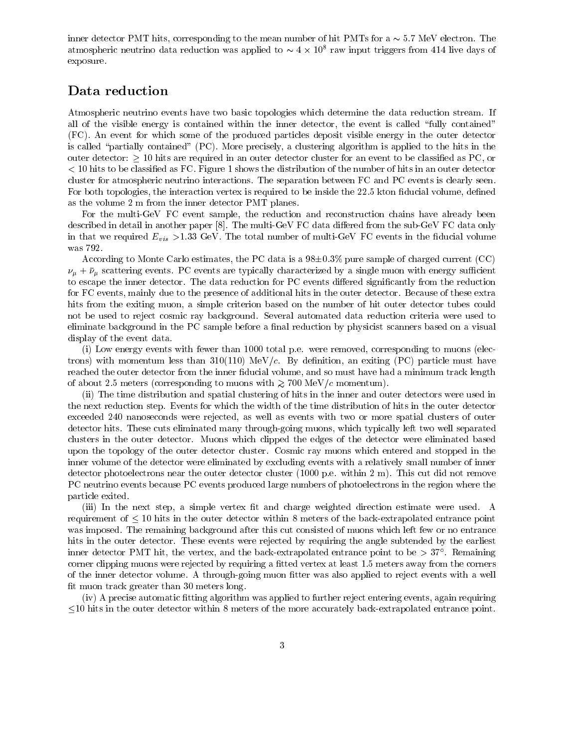inner detector PMT hits, corresponding to the mean number of hit PMTs for a $\sim 5.7$ MeV electron. The atmospheric neutrino data reduction was applied to $\sim 4 \times 10^8$ raw input triggers from 414 live days of exposure.

## Data reduction

Atmospheric neutrino events have two basic topologies which determine the data reduction stream. If all of the visible energy is contained within the inner detector, the event is called "fully contained" (FC). An event for which some of the produced particles deposit visible energy in the outer detector is called "partially contained" (PC). More precisely, a clustering algorithm is applied to the hits in the outer detector: $\geq 10$ hits are required in an outer detector cluster for an event to be classified as PC, or $< 10$ hits to be classified as FC. Figure 1 shows the distribution of the number of hits in an outer detector cluster for atmospheric neutrino interactions. The separation between FC and PC events is clearly seen. For both topologies, the interaction vertex is required to be inside the 22.5 kton fiducial volume, defined as the volume 2 m from the inner detector PMT planes.

For the multi-GeV FC event sample, the reduction and reconstruction chains have already been described in detail in another paper [8]. The multi-GeV FC data differed from the sub-GeV FC data only in that we required $E_{vis} >$1.33 GeV. The total number of multi-GeV FC events in the fiducial volume was 792.

According to Monte Carlo estimates, the PC data is a 98$\pm$0.3% pure sample of charged current (CC) $\nu_\mu + \bar{\nu}_\mu$ scattering events. PC events are typically characterized by a single muon with energy sufficient to escape the inner detector. The data reduction for PC events differed significantly from the reduction for FC events, mainly due to the presence of additional hits in the outer detector. Because of these extra hits from the exiting muon, a simple criterion based on the number of hit outer detector tubes could not be used to reject cosmic ray background. Several automated data reduction criteria were used to eliminate background in the PC sample before a final reduction by physicist scanners based on a visual display of the event data.

(i) Low energy events with fewer than 1000 total p.e. were removed, corresponding to muons (electrons) with momentum less than 310(110) MeV/$c$. By definition, an exiting (PC) particle must have reached the outer detector from the inner fiducial volume, and so must have had a minimum track length of about 2.5 meters (corresponding to muons with $\gtrsim 700$ MeV/$c$ momentum).

(ii) The time distribution and spatial clustering of hits in the inner and outer detectors were used in the next reduction step. Events for which the width of the time distribution of hits in the outer detector exceeded 240 nanoseconds were rejected, as well as events with two or more spatial clusters of outer detector hits. These cuts eliminated many through-going muons, which typically left two well separated clusters in the outer detector. Muons which clipped the edges of the detector were eliminated based upon the topology of the outer detector cluster. Cosmic ray muons which entered and stopped in the inner volume of the detector were eliminated by excluding events with a relatively small number of inner detector photoelectrons near the outer detector cluster (1000 p.e. within 2 m). This cut did not remove PC neutrino events because PC events produced large numbers of photoelectrons in the region where the particle exited.

(iii) In the next step, a simple vertex fit and charge weighted direction estimate were used. A requirement of $\leq 10$ hits in the outer detector within 8 meters of the back-extrapolated entrance point was imposed. The remaining background after this cut consisted of muons which left few or no entrance hits in the outer detector. These events were rejected by requiring the angle subtended by the earliest inner detector PMT hit, the vertex, and the back-extrapolated entrance point to be $> 37°$. Remaining corner clipping muons were rejected by requiring a fitted vertex at least 1.5 meters away from the corners of the inner detector volume. A through-going muon fitter was also applied to reject events with a well fit muon track greater than 30 meters long.

(iv) A precise automatic fitting algorithm was applied to further reject entering events, again requiring $\leq$10 hits in the outer detector within 8 meters of the more accurately back-extrapolated entrance point.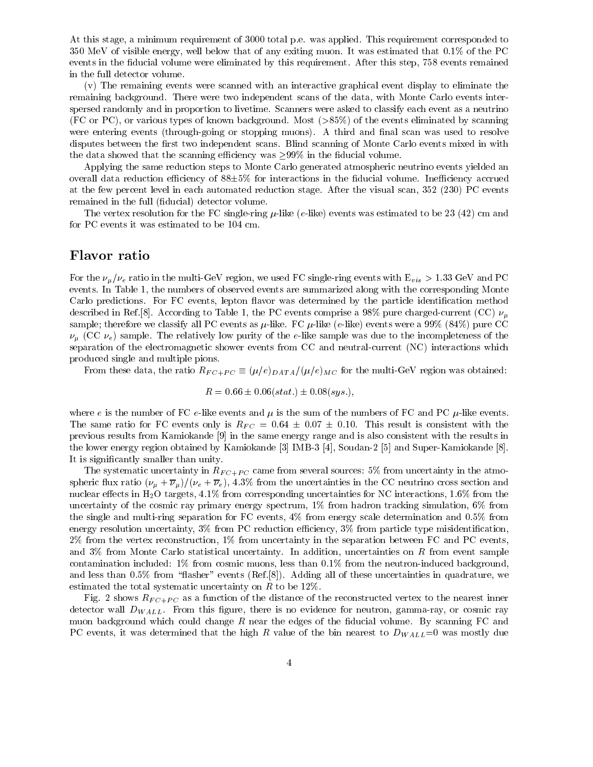At this stage, a minimum requirement of 3000 total p.e. was applied. This requirement corresponded to 350 MeV of visible energy, well below that of any exiting muon. It was estimated that 0.1% of the PC events in the fiducial volume were eliminated by this requirement. After this step, 758 events remained in the full detector volume.

(v) The remaining events were scanned with an interactive graphical event display to eliminate the remaining background. There were two independent scans of the data, with Monte Carlo events interspersed randomly and in proportion to livetime. Scanners were asked to classify each event as a neutrino (FC or PC), or various types of known background. Most (>85%) of the events eliminated by scanning were entering events (through-going or stopping muons). A third and final scan was used to resolve disputes between the first two independent scans. Blind scanning of Monte Carlo events mixed in with the data showed that the scanning efficiency was $\geq$99% in the fiducial volume.

Applying the same reduction steps to Monte Carlo generated atmospheric neutrino events yielded an overall data reduction efficiency of 88$\pm$5% for interactions in the fiducial volume. Inefficiency accrued at the few percent level in each automated reduction stage. After the visual scan, 352 (230) PC events remained in the full (fiducial) detector volume.

The vertex resolution for the FC single-ring $\mu$-like ($e$-like) events was estimated to be 23 (42) cm and for PC events it was estimated to be 104 cm.

# Flavor ratio

For the $\nu_\mu/\nu_e$ ratio in the multi-GeV region, we used FC single-ring events with $E_{vis} > 1.33$ GeV and PC events. In Table 1, the numbers of observed events are summarized along with the corresponding Monte Carlo predictions. For FC events, lepton flavor was determined by the particle identification method described in Ref.[8]. According to Table 1, the PC events comprise a 98% pure charged-current (CC) $\nu_\mu$ sample; therefore we classify all PC events as $\mu$-like. FC $\mu$-like ($e$-like) events were a 99% (84%) pure CC $\nu_\mu$ (CC $\nu_e$) sample. The relatively low purity of the $e$-like sample was due to the incompleteness of the separation of the electromagnetic shower events from CC and neutral-current (NC) interactions which produced single and multiple pions.

From these data, the ratio $R_{FC+PC} \equiv (\mu/e)_{DATA}/(\mu/e)_{MC}$ for the multi-GeV region was obtained:

$$R = 0.66 \pm 0.06(stat.) \pm 0.08(sys.),$$

where $e$ is the number of FC $e$-like events and $\mu$ is the sum of the numbers of FC and PC $\mu$-like events. The same ratio for FC events only is $R_{FC} = 0.64 \pm 0.07 \pm 0.10$. This result is consistent with the previous results from Kamiokande [9] in the same energy range and is also consistent with the results in the lower energy region obtained by Kamiokande [3] IMB-3 [4], Soudan-2 [5] and Super-Kamiokande [8]. It is significantly smaller than unity.

The systematic uncertainty in $R_{FC+PC}$ came from several sources: 5% from uncertainty in the atmospheric flux ratio $(\nu_\mu + \overline{\nu}_\mu)/(\nu_e + \overline{\nu}_e)$, 4.3% from the uncertainties in the CC neutrino cross section and nuclear effects in $H_2O$ targets, 4.1% from corresponding uncertainties for NC interactions, 1.6% from the uncertainty of the cosmic ray primary energy spectrum, 1% from hadron tracking simulation, 6% from the single and multi-ring separation for FC events, 4% from energy scale determination and 0.5% from energy resolution uncertainty, 3% from PC reduction efficiency, 3% from particle type misidentification, 2% from the vertex reconstruction, 1% from uncertainty in the separation between FC and PC events, and 3% from Monte Carlo statistical uncertainty. In addition, uncertainties on $R$ from event sample contamination included: 1% from cosmic muons, less than 0.1% from the neutron-induced background, and less than 0.5% from "flasher" events (Ref.[8]). Adding all of these uncertainties in quadrature, we estimated the total systematic uncertainty on $R$ to be 12%.

Fig. 2 shows $R_{FC+PC}$ as a function of the distance of the reconstructed vertex to the nearest inner detector wall $D_{WALL}$. From this figure, there is no evidence for neutron, gamma-ray, or cosmic ray muon background which could change $R$ near the edges of the fiducial volume. By scanning FC and PC events, it was determined that the high $R$ value of the bin nearest to $D_{WALL}$=0 was mostly due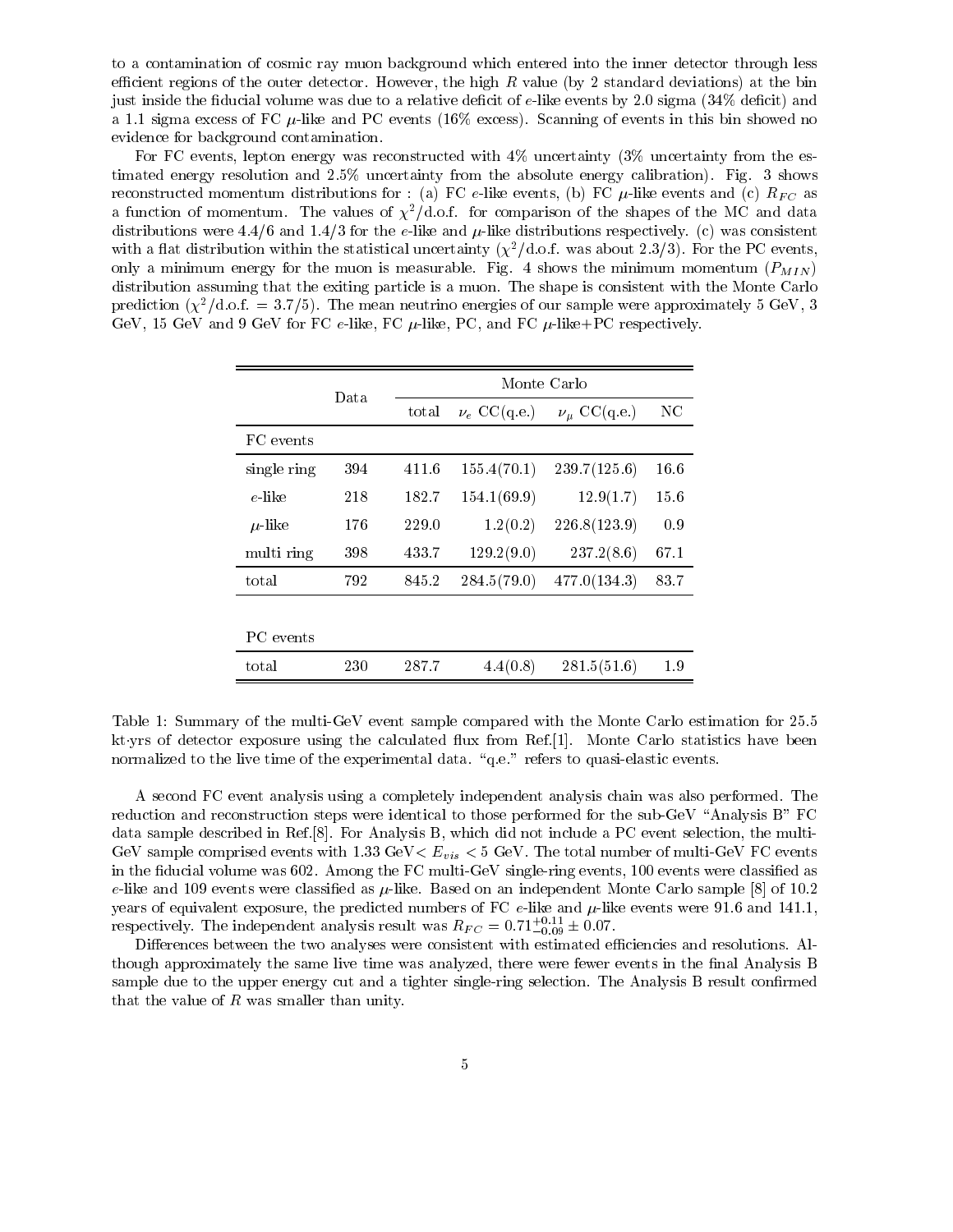to a contamination of cosmic ray muon background which entered into the inner detector through less efficient regions of the outer detector. However, the high $R$ value (by 2 standard deviations) at the bin just inside the fiducial volume was due to a relative deficit of $e$-like events by 2.0 sigma (34% deficit) and a 1.1 sigma excess of FC $\mu$-like and PC events (16% excess). Scanning of events in this bin showed no evidence for background contamination.

For FC events, lepton energy was reconstructed with 4% uncertainty (3% uncertainty from the estimated energy resolution and 2.5% uncertainty from the absolute energy calibration). Fig. 3 shows reconstructed momentum distributions for : (a) FC $e$-like events, (b) FC $\mu$-like events and (c) $R_{FC}$ as a function of momentum. The values of $\chi^2$/d.o.f. for comparison of the shapes of the MC and data distributions were 4.4/6 and 1.4/3 for the $e$-like and $\mu$-like distributions respectively. (c) was consistent with a flat distribution within the statistical uncertainty ($\chi^2$/d.o.f. was about 2.3/3). For the PC events, only a minimum energy for the muon is measurable. Fig. 4 shows the minimum momentum ($P_{MIN}$) distribution assuming that the exiting particle is a muon. The shape is consistent with the Monte Carlo prediction ($\chi^2$/d.o.f. = 3.7/5). The mean neutrino energies of our sample were approximately 5 GeV, 3 GeV, 15 GeV and 9 GeV for FC $e$-like, FC $\mu$-like, PC, and FC $\mu$-like+PC respectively.

| | Data | Monte Carlo | | | |
|---|---|---|---|---|---|
| | | total | $\nu_e$ CC(q.e.) | $\nu_\mu$ CC(q.e.) | NC |
| FC events | | | | | |
| single ring | 394 | 411.6 | 155.4(70.1) | 239.7(125.6) | 16.6 |
| $e$-like | 218 | 182.7 | 154.1(69.9) | 12.9(1.7) | 15.6 |
| $\mu$-like | 176 | 229.0 | 1.2(0.2) | 226.8(123.9) | 0.9 |
| multi ring | 398 | 433.7 | 129.2(9.0) | 237.2(8.6) | 67.1 |
| total | 792 | 845.2 | 284.5(79.0) | 477.0(134.3) | 83.7 |
| PC events | | | | | |
| total | 230 | 287.7 | 4.4(0.8) | 281.5(51.6) | 1.9 |

Table 1: Summary of the multi-GeV event sample compared with the Monte Carlo estimation for 25.5 kt·yrs of detector exposure using the calculated flux from Ref.[1]. Monte Carlo statistics have been normalized to the live time of the experimental data. "q.e." refers to quasi-elastic events.

A second FC event analysis using a completely independent analysis chain was also performed. The reduction and reconstruction steps were identical to those performed for the sub-GeV "Analysis B" FC data sample described in Ref.[8]. For Analysis B, which did not include a PC event selection, the multi-GeV sample comprised events with 1.33 GeV< $E_{vis}$ < 5 GeV. The total number of multi-GeV FC events in the fiducial volume was 602. Among the FC multi-GeV single-ring events, 100 events were classified as $e$-like and 109 events were classified as $\mu$-like. Based on an independent Monte Carlo sample [8] of 10.2 years of equivalent exposure, the predicted numbers of FC $e$-like and $\mu$-like events were 91.6 and 141.1, respectively. The independent analysis result was $R_{FC} = 0.71^{+0.11}_{-0.09} \pm 0.07$.

Differences between the two analyses were consistent with estimated efficiencies and resolutions. Although approximately the same live time was analyzed, there were fewer events in the final Analysis B sample due to the upper energy cut and a tighter single-ring selection. The Analysis B result confirmed that the value of $R$ was smaller than unity.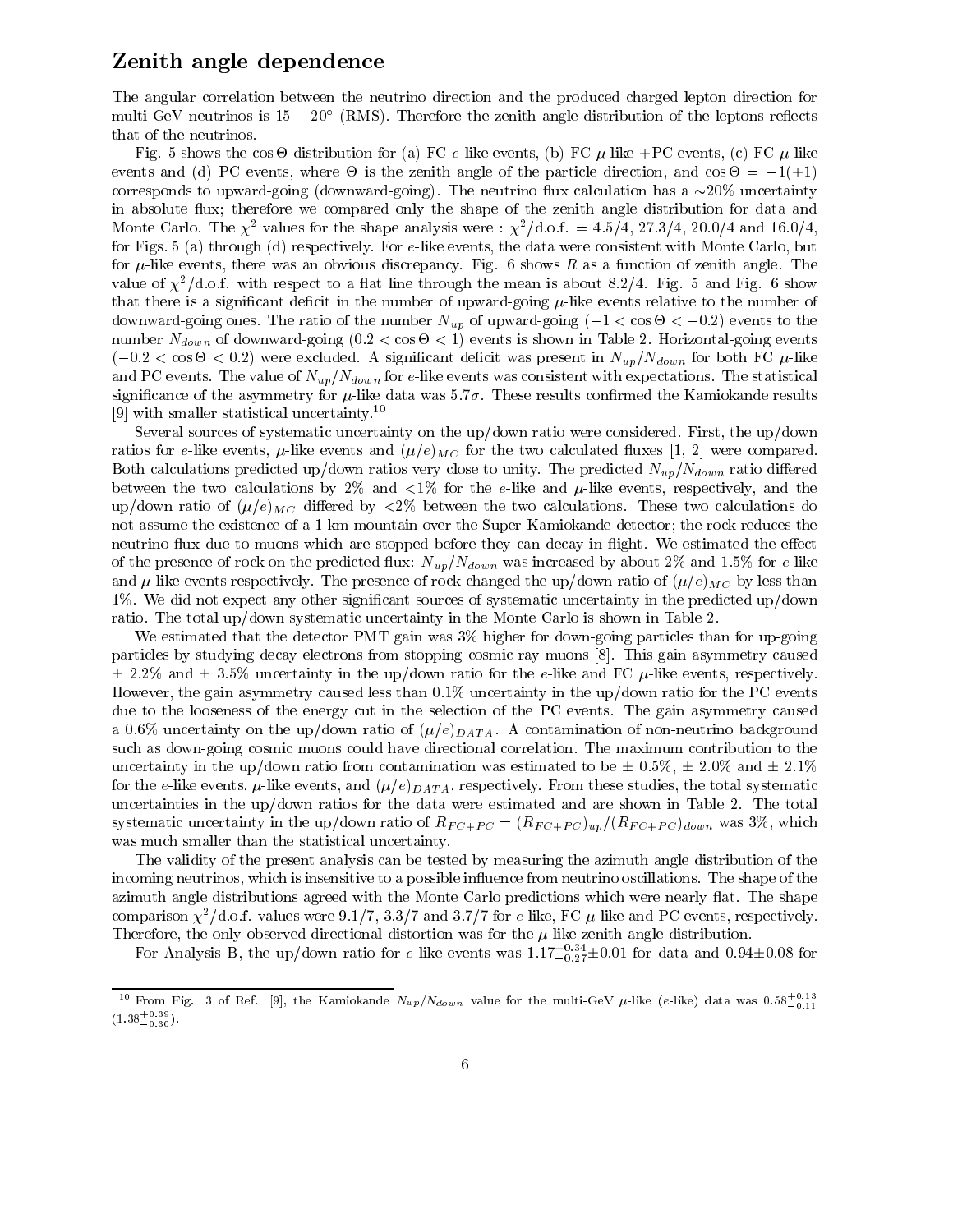## Zenith angle dependence

The angular correlation between the neutrino direction and the produced charged lepton direction for multi-GeV neutrinos is $15-20^\circ$ (RMS). Therefore the zenith angle distribution of the leptons reflects that of the neutrinos.

Fig. 5 shows the $\cos\Theta$ distribution for (a) FC $e$-like events, (b) FC $\mu$-like +PC events, (c) FC $\mu$-like events and (d) PC events, where $\Theta$ is the zenith angle of the particle direction, and $\cos\Theta = -1(+1)$ corresponds to upward-going (downward-going). The neutrino flux calculation has a $\sim$20% uncertainty in absolute flux; therefore we compared only the shape of the zenith angle distribution for data and Monte Carlo. The $\chi^2$ values for the shape analysis were : $\chi^2$/d.o.f. = 4.5/4, 27.3/4, 20.0/4 and 16.0/4, for Figs. 5 (a) through (d) respectively. For $e$-like events, the data were consistent with Monte Carlo, but for $\mu$-like events, there was an obvious discrepancy. Fig. 6 shows $R$ as a function of zenith angle. The value of $\chi^2$/d.o.f. with respect to a flat line through the mean is about 8.2/4. Fig. 5 and Fig. 6 show that there is a significant deficit in the number of upward-going $\mu$-like events relative to the number of downward-going ones. The ratio of the number $N_{up}$ of upward-going ($-1 < \cos\Theta < -0.2$) events to the number $N_{down}$ of downward-going ($0.2 < \cos\Theta < 1$) events is shown in Table 2. Horizontal-going events ($-0.2 < \cos\Theta < 0.2$) were excluded. A significant deficit was present in $N_{up}/N_{down}$ for both FC $\mu$-like and PC events. The value of $N_{up}/N_{down}$ for $e$-like events was consistent with expectations. The statistical significance of the asymmetry for $\mu$-like data was $5.7\sigma$. These results confirmed the Kamiokande results [9] with smaller statistical uncertainty.[10]

Several sources of systematic uncertainty on the up/down ratio were considered. First, the up/down ratios for $e$-like events, $\mu$-like events and $(\mu/e)_{MC}$ for the two calculated fluxes [1, 2] were compared. Both calculations predicted up/down ratios very close to unity. The predicted $N_{up}/N_{down}$ ratio differed between the two calculations by 2% and <1% for the $e$-like and $\mu$-like events, respectively, and the up/down ratio of $(\mu/e)_{MC}$ differed by <2% between the two calculations. These two calculations do not assume the existence of a 1 km mountain over the Super-Kamiokande detector; the rock reduces the neutrino flux due to muons which are stopped before they can decay in flight. We estimated the effect of the presence of rock on the predicted flux: $N_{up}/N_{down}$ was increased by about 2% and 1.5% for $e$-like and $\mu$-like events respectively. The presence of rock changed the up/down ratio of $(\mu/e)_{MC}$ by less than 1%. We did not expect any other significant sources of systematic uncertainty in the predicted up/down ratio. The total up/down systematic uncertainty in the Monte Carlo is shown in Table 2.

We estimated that the detector PMT gain was 3% higher for down-going particles than for up-going particles by studying decay electrons from stopping cosmic ray muons [8]. This gain asymmetry caused $\pm$ 2.2% and $\pm$ 3.5% uncertainty in the up/down ratio for the $e$-like and FC $\mu$-like events, respectively. However, the gain asymmetry caused less than 0.1% uncertainty in the up/down ratio for the PC events due to the looseness of the energy cut in the selection of the PC events. The gain asymmetry caused a 0.6% uncertainty on the up/down ratio of $(\mu/e)_{DATA}$. A contamination of non-neutrino background such as down-going cosmic muons could have directional correlation. The maximum contribution to the uncertainty in the up/down ratio from contamination was estimated to be $\pm$ 0.5%, $\pm$ 2.0% and $\pm$ 2.1% for the $e$-like events, $\mu$-like events, and $(\mu/e)_{DATA}$, respectively. From these studies, the total systematic uncertainties in the up/down ratios for the data were estimated and are shown in Table 2. The total systematic uncertainty in the up/down ratio of $R_{FC+PC} = (R_{FC+PC})_{up}/(R_{FC+PC})_{down}$ was 3%, which was much smaller than the statistical uncertainty.

The validity of the present analysis can be tested by measuring the azimuth angle distribution of the incoming neutrinos, which is insensitive to a possible influence from neutrino oscillations. The shape of the azimuth angle distributions agreed with the Monte Carlo predictions which were nearly flat. The shape comparison $\chi^2$/d.o.f. values were 9.1/7, 3.3/7 and 3.7/7 for $e$-like, FC $\mu$-like and PC events, respectively. Therefore, the only observed directional distortion was for the $\mu$-like zenith angle distribution.

For Analysis B, the up/down ratio for $e$-like events was $1.17^{+0.34}_{-0.27}\pm0.01$ for data and $0.94\pm0.08$ for

[10] From Fig. 3 of Ref. [9], the Kamiokande $N_{up}/N_{down}$ value for the multi-GeV $\mu$-like ($e$-like) data was $0.58^{+0.13}_{-0.11}$ ($1.38^{+0.39}_{-0.30}$).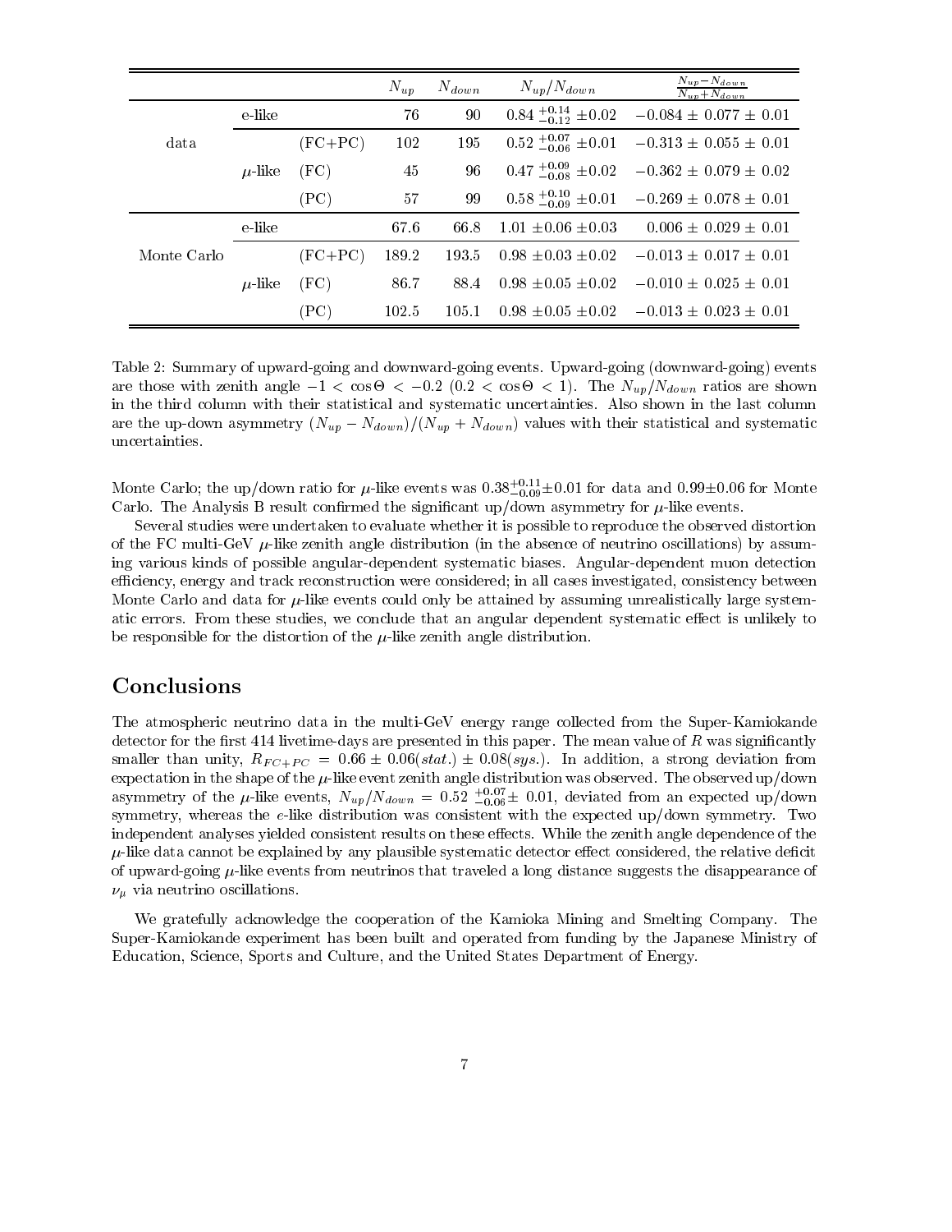| | | | $N_{up}$ | $N_{down}$ | $N_{up}/N_{down}$ | $\frac{N_{up}-N_{down}}{N_{up}+N_{down}}$ |
|---|---|---|---|---|---|---|
| data | e-like | | 76 | 90 | $0.84\,^{+0.14}_{-0.12}\pm0.02$ | $-0.084\pm0.077\pm0.01$ |
| | $\mu$-like | (FC+PC) | 102 | 195 | $0.52\,^{+0.07}_{-0.06}\pm0.01$ | $-0.313\pm0.055\pm0.01$ |
| | | (FC) | 45 | 96 | $0.47\,^{+0.09}_{-0.08}\pm0.02$ | $-0.362\pm0.079\pm0.02$ |
| | | (PC) | 57 | 99 | $0.58\,^{+0.10}_{-0.09}\pm0.01$ | $-0.269\pm0.078\pm0.01$ |
| Monte Carlo | e-like | | 67.6 | 66.8 | $1.01\pm0.06\pm0.03$ | $0.006\pm0.029\pm0.01$ |
| | $\mu$-like | (FC+PC) | 189.2 | 193.5 | $0.98\pm0.03\pm0.02$ | $-0.013\pm0.017\pm0.01$ |
| | | (FC) | 86.7 | 88.4 | $0.98\pm0.05\pm0.02$ | $-0.010\pm0.025\pm0.01$ |
| | | (PC) | 102.5 | 105.1 | $0.98\pm0.05\pm0.02$ | $-0.013\pm0.023\pm0.01$ |

Table 2: Summary of upward-going and downward-going events. Upward-going (downward-going) events are those with zenith angle $-1 < \cos\Theta < -0.2$ ($0.2 < \cos\Theta < 1$). The $N_{up}/N_{down}$ ratios are shown in the third column with their statistical and systematic uncertainties. Also shown in the last column are the up-down asymmetry $(N_{up}-N_{down})/(N_{up}+N_{down})$ values with their statistical and systematic uncertainties.

Monte Carlo; the up/down ratio for $\mu$-like events was $0.38^{+0.11}_{-0.09}\pm0.01$ for data and $0.99\pm0.06$ for Monte Carlo. The Analysis B result confirmed the significant up/down asymmetry for $\mu$-like events.

Several studies were undertaken to evaluate whether it is possible to reproduce the observed distortion of the FC multi-GeV $\mu$-like zenith angle distribution (in the absence of neutrino oscillations) by assuming various kinds of possible angular-dependent systematic biases. Angular-dependent muon detection efficiency, energy and track reconstruction were considered; in all cases investigated, consistency between Monte Carlo and data for $\mu$-like events could only be attained by assuming unrealistically large systematic errors. From these studies, we conclude that an angular dependent systematic effect is unlikely to be responsible for the distortion of the $\mu$-like zenith angle distribution.

## Conclusions

The atmospheric neutrino data in the multi-GeV energy range collected from the Super-Kamiokande detector for the first 414 livetime-days are presented in this paper. The mean value of $R$ was significantly smaller than unity, $R_{FC+PC} = 0.66 \pm 0.06(stat.) \pm 0.08(sys.)$. In addition, a strong deviation from expectation in the shape of the $\mu$-like event zenith angle distribution was observed. The observed up/down asymmetry of the $\mu$-like events, $N_{up}/N_{down} = 0.52\,^{+0.07}_{-0.06}\pm\,0.01$, deviated from an expected up/down symmetry, whereas the $e$-like distribution was consistent with the expected up/down symmetry. Two independent analyses yielded consistent results on these effects. While the zenith angle dependence of the $\mu$-like data cannot be explained by any plausible systematic detector effect considered, the relative deficit of upward-going $\mu$-like events from neutrinos that traveled a long distance suggests the disappearance of $\nu_\mu$ via neutrino oscillations.

We gratefully acknowledge the cooperation of the Kamioka Mining and Smelting Company. The Super-Kamiokande experiment has been built and operated from funding by the Japanese Ministry of Education, Science, Sports and Culture, and the United States Department of Energy.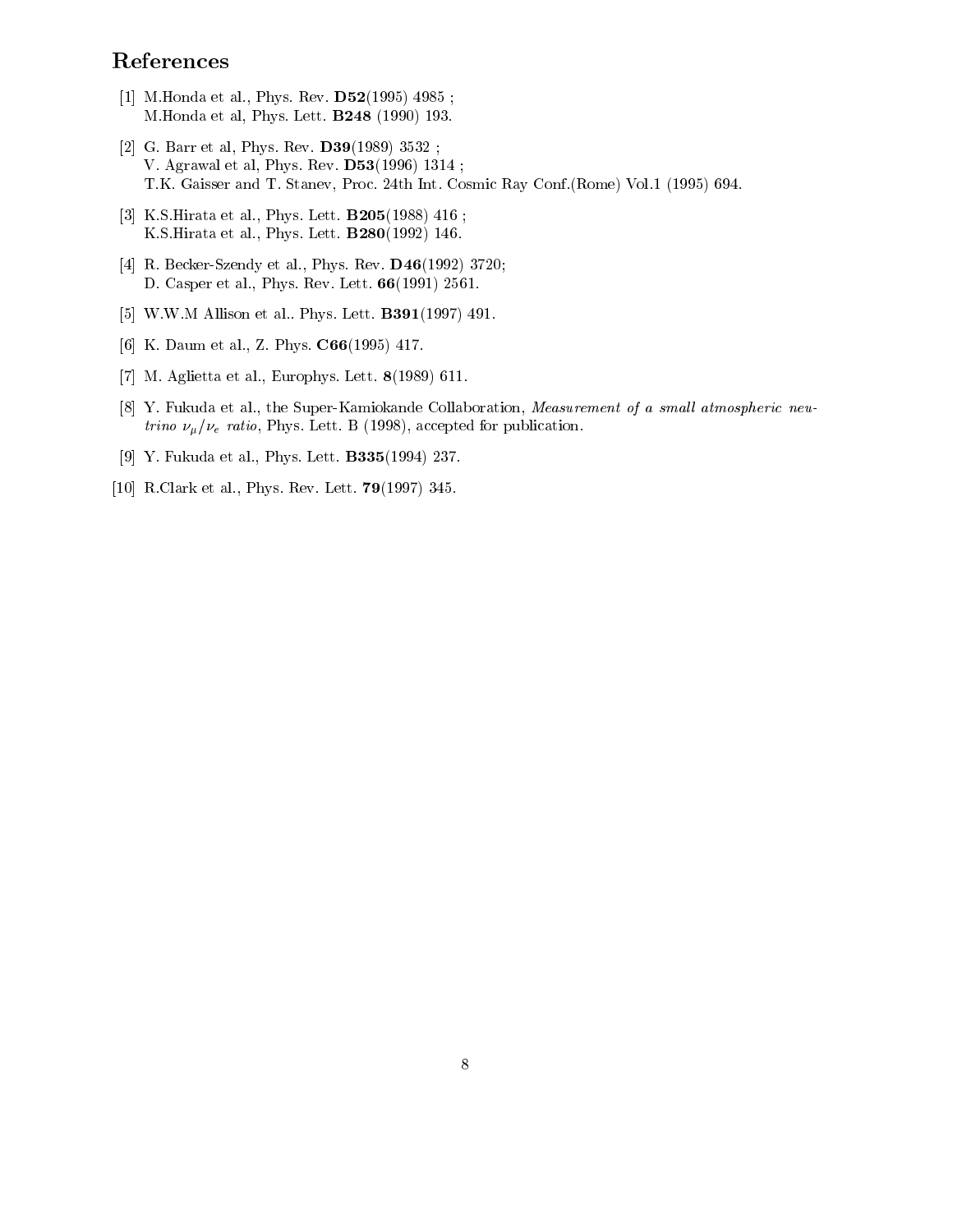## References

[1] M.Honda et al., Phys. Rev. **D52**(1995) 4985 ;
M.Honda et al, Phys. Lett. **B248** (1990) 193.

[2] G. Barr et al, Phys. Rev. **D39**(1989) 3532 ;
V. Agrawal et al, Phys. Rev. **D53**(1996) 1314 ;
T.K. Gaisser and T. Stanev, Proc. 24th Int. Cosmic Ray Conf.(Rome) Vol.1 (1995) 694.

[3] K.S.Hirata et al., Phys. Lett. **B205**(1988) 416 ;
K.S.Hirata et al., Phys. Lett. **B280**(1992) 146.

[4] R. Becker-Szendy et al., Phys. Rev. **D46**(1992) 3720;
D. Casper et al., Phys. Rev. Lett. **66**(1991) 2561.

[5] W.W.M Allison et al.. Phys. Lett. **B391**(1997) 491.

[6] K. Daum et al., Z. Phys. **C66**(1995) 417.

[7] M. Aglietta et al., Europhys. Lett. **8**(1989) 611.

[8] Y. Fukuda et al., the Super-Kamiokande Collaboration, *Measurement of a small atmospheric neutrino $\nu_\mu/\nu_e$ ratio*, Phys. Lett. B (1998), accepted for publication.

[9] Y. Fukuda et al., Phys. Lett. **B335**(1994) 237.

[10] R.Clark et al., Phys. Rev. Lett. **79**(1997) 345.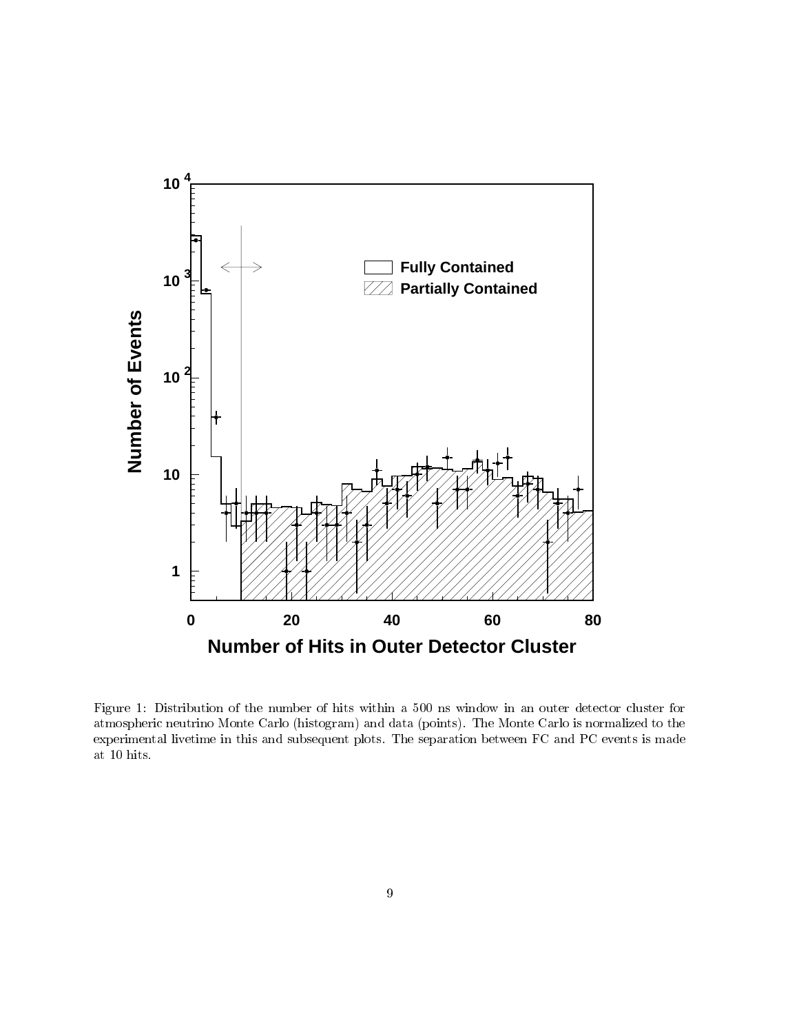Figure 1: Distribution of the number of hits within a 500 ns window in an outer detector cluster for atmospheric neutrino Monte Carlo (histogram) and data (points). The Monte Carlo is normalized to the experimental livetime in this and subsequent plots. The separation between FC and PC events is made at 10 hits.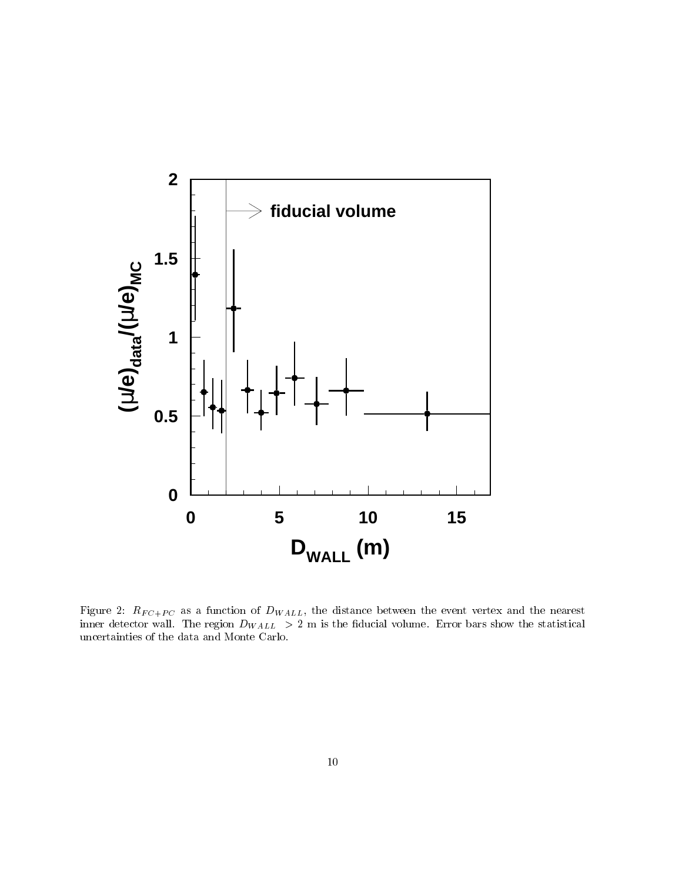Figure 2: $R_{FC+PC}$ as a function of $D_{WALL}$, the distance between the event vertex and the nearest inner detector wall. The region $D_{WALL}$ $> 2$ m is the fiducial volume. Error bars show the statistical uncertainties of the data and Monte Carlo.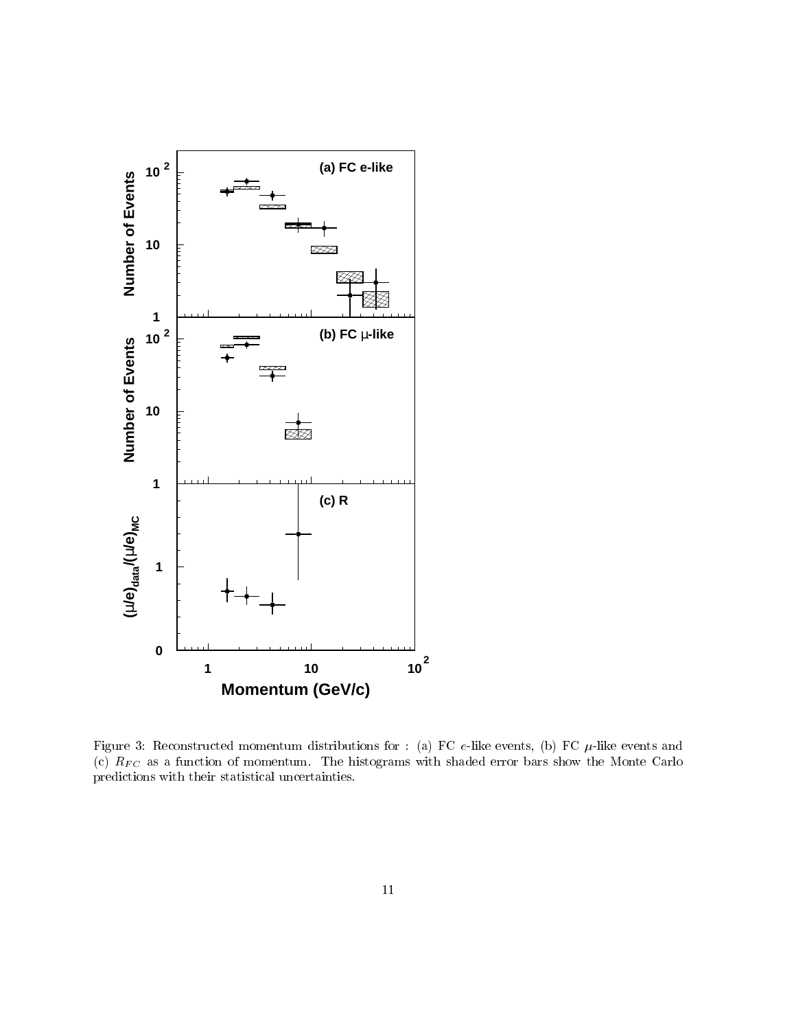Figure 3: Reconstructed momentum distributions for : (a) FC $e$-like events, (b) FC $\mu$-like events and (c) $R_{FC}$ as a function of momentum. The histograms with shaded error bars show the Monte Carlo predictions with their statistical uncertainties.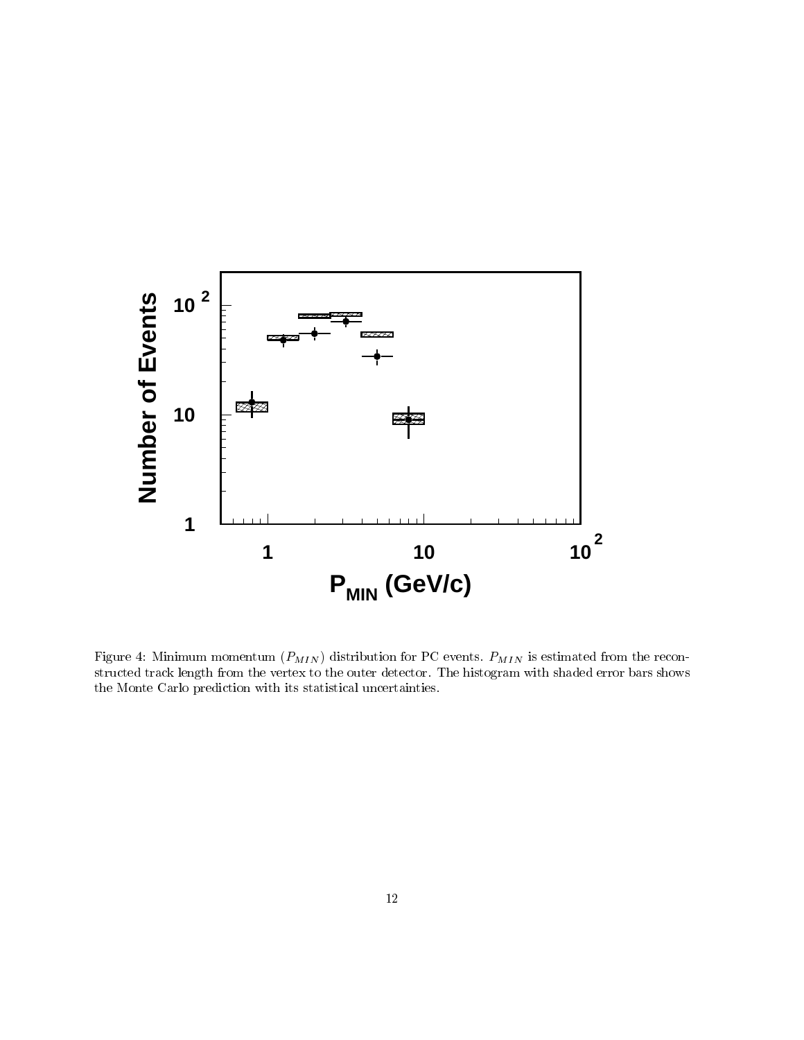Figure 4: Minimum momentum ($P_{MIN}$) distribution for PC events. $P_{MIN}$ is estimated from the reconstructed track length from the vertex to the outer detector. The histogram with shaded error bars shows the Monte Carlo prediction with its statistical uncertainties.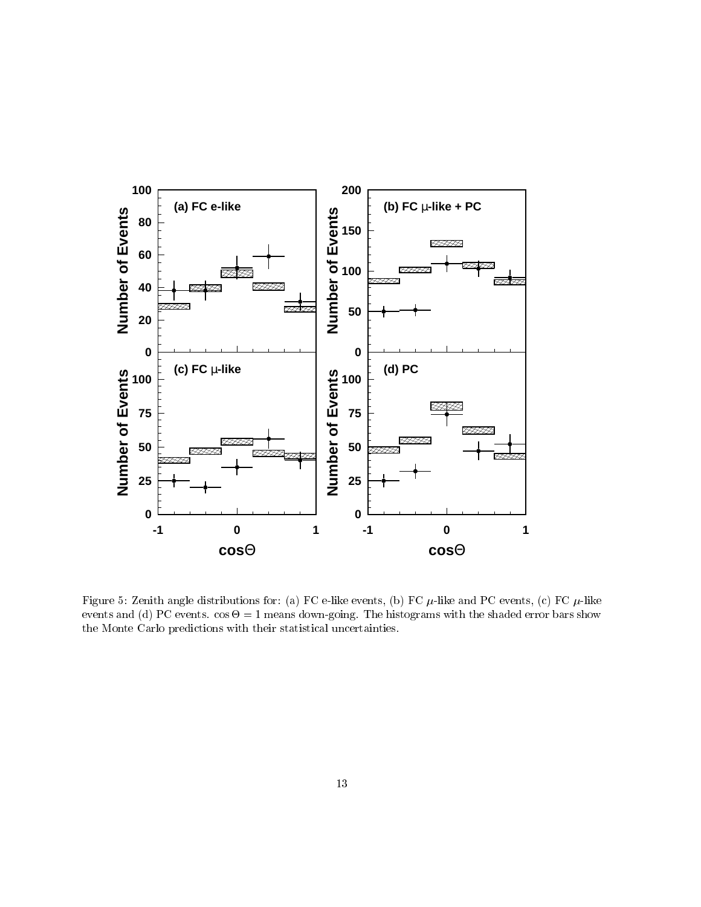Figure 5: Zenith angle distributions for: (a) FC e-like events, (b) FC $\mu$-like and PC events, (c) FC $\mu$-like events and (d) PC events. $\cos\Theta = 1$ means down-going. The histograms with the shaded error bars show the Monte Carlo predictions with their statistical uncertainties.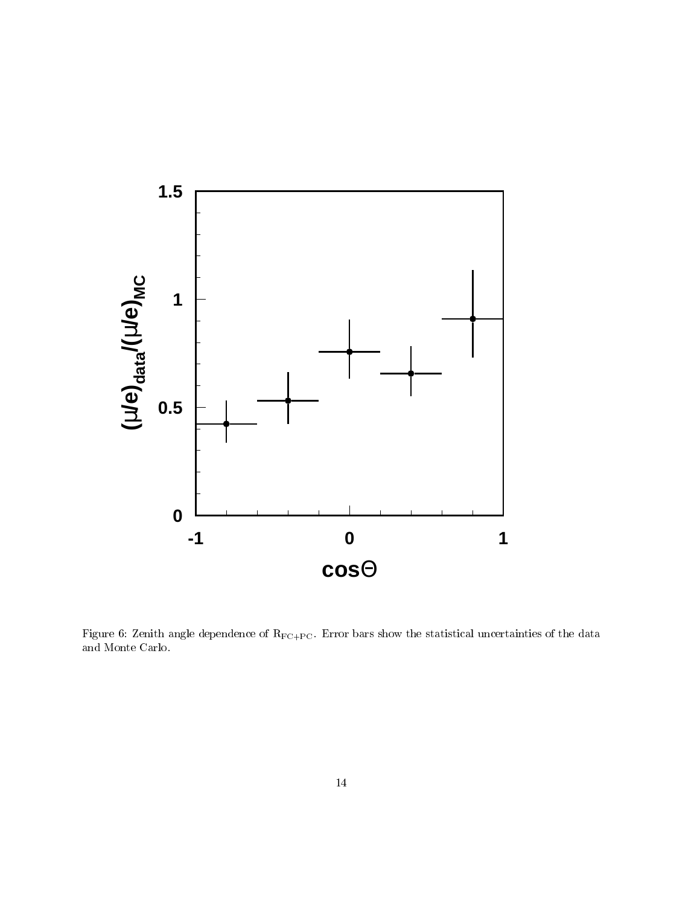1.5

1

0.5

0

-1

0

1

$(\mu/e)_{data}/(\mu/e)_{MC}$

$\cos\Theta$

Figure 6: Zenith angle dependence of $R_{FC+PC}$. Error bars show the statistical uncertainties of the data and Monte Carlo.